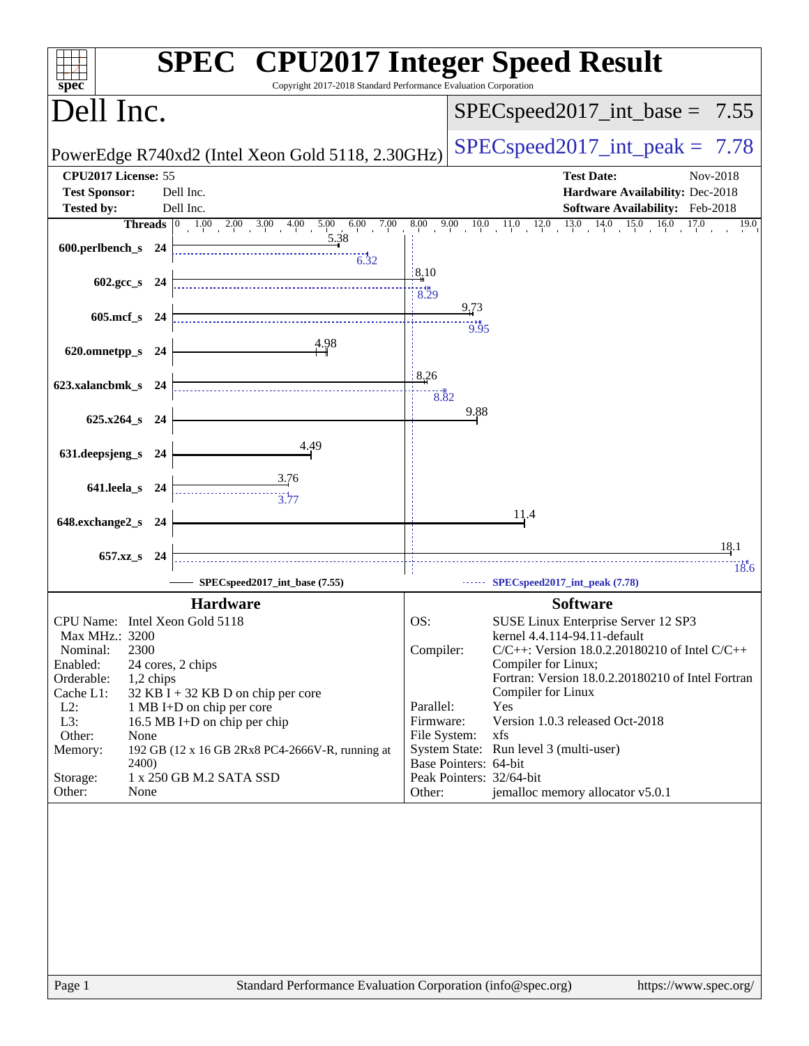# SPEC CPU2017 Integer Speed Result

Copyright 2017-2018 Standard Performance Evaluation Corporation

## Dell Inc.

PowerEdge R740xd2 (Intel Xeon Gold 5118, 2.30GHz)

SPECspeed2017_int_base = 7.55

SPECspeed2017_int_peak = 7.78

| | | | |
|---|---|---|---|
| **CPU2017 License:** | 55 | **Test Date:** | Nov-2018 |
| **Test Sponsor:** | Dell Inc. | **Hardware Availability:** | Dec-2018 |
| **Tested by:** | Dell Inc. | **Software Availability:** | Feb-2018 |

| Benchmark | Threads | Base | Peak |
|---|---|---|---|
| 600.perlbench_s | 24 | 5.38 | 6.32 |
| 602.gcc_s | 24 | 8.10 | 8.29 |
| 605.mcf_s | 24 | 9.73 | 9.95 |
| 620.omnetpp_s | 24 | 4.98 | |
| 623.xalancbmk_s | 24 | 8.26 | 8.82 |
| 625.x264_s | 24 | 9.88 | |
| 631.deepsjeng_s | 24 | 4.49 | |
| 641.leela_s | 24 | 3.76 | 3.77 |
| 648.exchange2_s | 24 | 11.4 | |
| 657.xz_s | 24 | 18.1 | 18.6 |

SPECspeed2017_int_base (7.55) SPECspeed2017_int_peak (7.78)

### Hardware

| | |
|---|---|
| CPU Name: | Intel Xeon Gold 5118 |
| Max MHz.: | 3200 |
| Nominal: | 2300 |
| Enabled: | 24 cores, 2 chips |
| Orderable: | 1,2 chips |
| Cache L1: | 32 KB I + 32 KB D on chip per core |
| L2: | 1 MB I+D on chip per core |
| L3: | 16.5 MB I+D on chip per chip |
| Other: | None |
| Memory: | 192 GB (12 x 16 GB 2Rx8 PC4-2666V-R, running at 2400) |
| Storage: | 1 x 250 GB M.2 SATA SSD |
| Other: | None |

### Software

| | |
|---|---|
| OS: | SUSE Linux Enterprise Server 12 SP3 kernel 4.4.114-94.11-default |
| Compiler: | C/C++: Version 18.0.2.20180210 of Intel C/C++ Compiler for Linux; Fortran: Version 18.0.2.20180210 of Intel Fortran Compiler for Linux |
| Parallel: | Yes |
| Firmware: | Version 1.0.3 released Oct-2018 |
| File System: | xfs |
| System State: | Run level 3 (multi-user) |
| Base Pointers: | 64-bit |
| Peak Pointers: | 32/64-bit |
| Other: | jemalloc memory allocator v5.0.1 |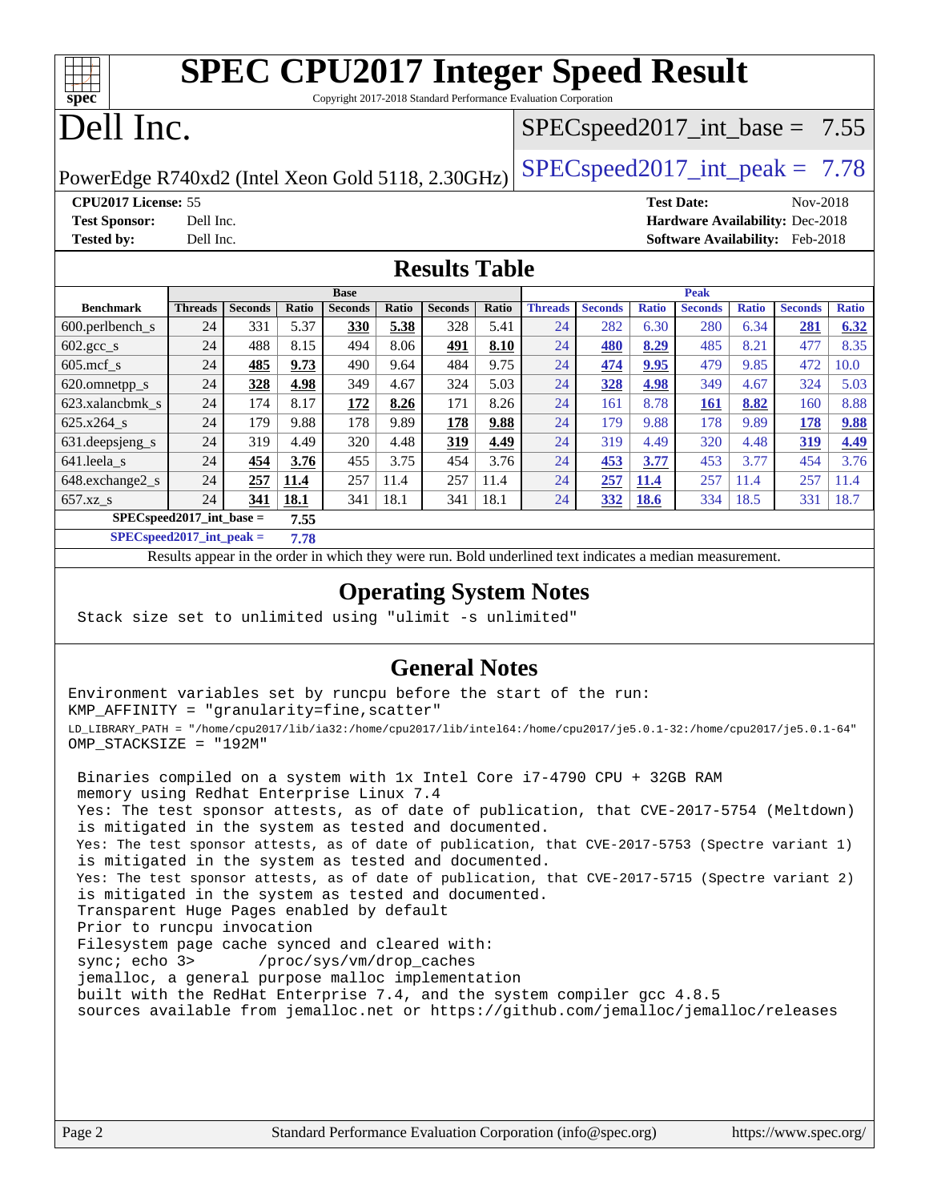# SPEC CPU2017 Integer Speed Result

Copyright 2017-2018 Standard Performance Evaluation Corporation

# Dell Inc.

PowerEdge R740xd2 (Intel Xeon Gold 5118, 2.30GHz)

SPECspeed2017_int_base = 7.55

SPECspeed2017_int_peak = 7.78

**CPU2017 License:** 55
**Test Sponsor:** Dell Inc.
**Tested by:** Dell Inc.

**Test Date:** Nov-2018
**Hardware Availability:** Dec-2018
**Software Availability:** Feb-2018

## Results Table

| Benchmark | Base | | | | | | | Peak | | | | | | |
|---|---|---|---|---|---|---|---|---|---|---|---|---|---|---|
| | Threads | Seconds | Ratio | Seconds | Ratio | Seconds | Ratio | Threads | Seconds | Ratio | Seconds | Ratio | Seconds | Ratio |
| 600.perlbench_s | 24 | 331 | 5.37 | **330** | **5.38** | 328 | 5.41 | 24 | 282 | 6.30 | 280 | 6.34 | **281** | **6.32** |
| 602.gcc_s | 24 | 488 | 8.15 | 494 | 8.06 | **491** | **8.10** | 24 | **480** | **8.29** | 485 | 8.21 | 477 | 8.35 |
| 605.mcf_s | 24 | **485** | **9.73** | 490 | 9.64 | 484 | 9.75 | 24 | **474** | **9.95** | 479 | 9.85 | 472 | 10.0 |
| 620.omnetpp_s | 24 | **328** | **4.98** | 349 | 4.67 | 324 | 5.03 | 24 | **328** | **4.98** | 349 | 4.67 | 324 | 5.03 |
| 623.xalancbmk_s | 24 | 174 | 8.17 | **172** | **8.26** | 171 | 8.26 | 24 | 161 | 8.78 | **161** | **8.82** | 160 | 8.88 |
| 625.x264_s | 24 | 179 | 9.88 | 178 | 9.89 | **178** | **9.88** | 24 | 179 | 9.88 | 178 | 9.89 | **178** | **9.88** |
| 631.deepsjeng_s | 24 | 319 | 4.49 | 320 | 4.48 | **319** | **4.49** | 24 | 319 | 4.49 | 320 | 4.48 | **319** | **4.49** |
| 641.leela_s | 24 | **454** | **3.76** | 455 | 3.75 | 454 | 3.76 | 24 | **453** | **3.77** | 453 | 3.77 | 454 | 3.76 |
| 648.exchange2_s | 24 | **257** | **11.4** | 257 | 11.4 | 257 | 11.4 | 24 | **257** | **11.4** | 257 | 11.4 | 257 | 11.4 |
| 657.xz_s | 24 | **341** | **18.1** | 341 | 18.1 | 341 | 18.1 | 24 | **332** | **18.6** | 334 | 18.5 | 331 | 18.7 |

**SPECspeed2017_int_base = 7.55**

**SPECspeed2017_int_peak = 7.78**

Results appear in the order in which they were run. Bold underlined text indicates a median measurement.

## Operating System Notes

```
Stack size set to unlimited using "ulimit -s unlimited"
```

## General Notes

```
Environment variables set by runcpu before the start of the run:
KMP_AFFINITY = "granularity=fine,scatter"
LD_LIBRARY_PATH = "/home/cpu2017/lib/ia32:/home/cpu2017/lib/intel64:/home/cpu2017/je5.0.1-32:/home/cpu2017/je5.0.1-64"
OMP_STACKSIZE = "192M"

 Binaries compiled on a system with 1x Intel Core i7-4790 CPU + 32GB RAM
 memory using Redhat Enterprise Linux 7.4
 Yes: The test sponsor attests, as of date of publication, that CVE-2017-5754 (Meltdown)
 is mitigated in the system as tested and documented.
 Yes: The test sponsor attests, as of date of publication, that CVE-2017-5753 (Spectre variant 1)
 is mitigated in the system as tested and documented.
 Yes: The test sponsor attests, as of date of publication, that CVE-2017-5715 (Spectre variant 2)
 is mitigated in the system as tested and documented.
 Transparent Huge Pages enabled by default
 Prior to runcpu invocation
 Filesystem page cache synced and cleared with:
 sync; echo 3>       /proc/sys/vm/drop_caches
 jemalloc, a general purpose malloc implementation
 built with the RedHat Enterprise 7.4, and the system compiler gcc 4.8.5
 sources available from jemalloc.net or https://github.com/jemalloc/jemalloc/releases
```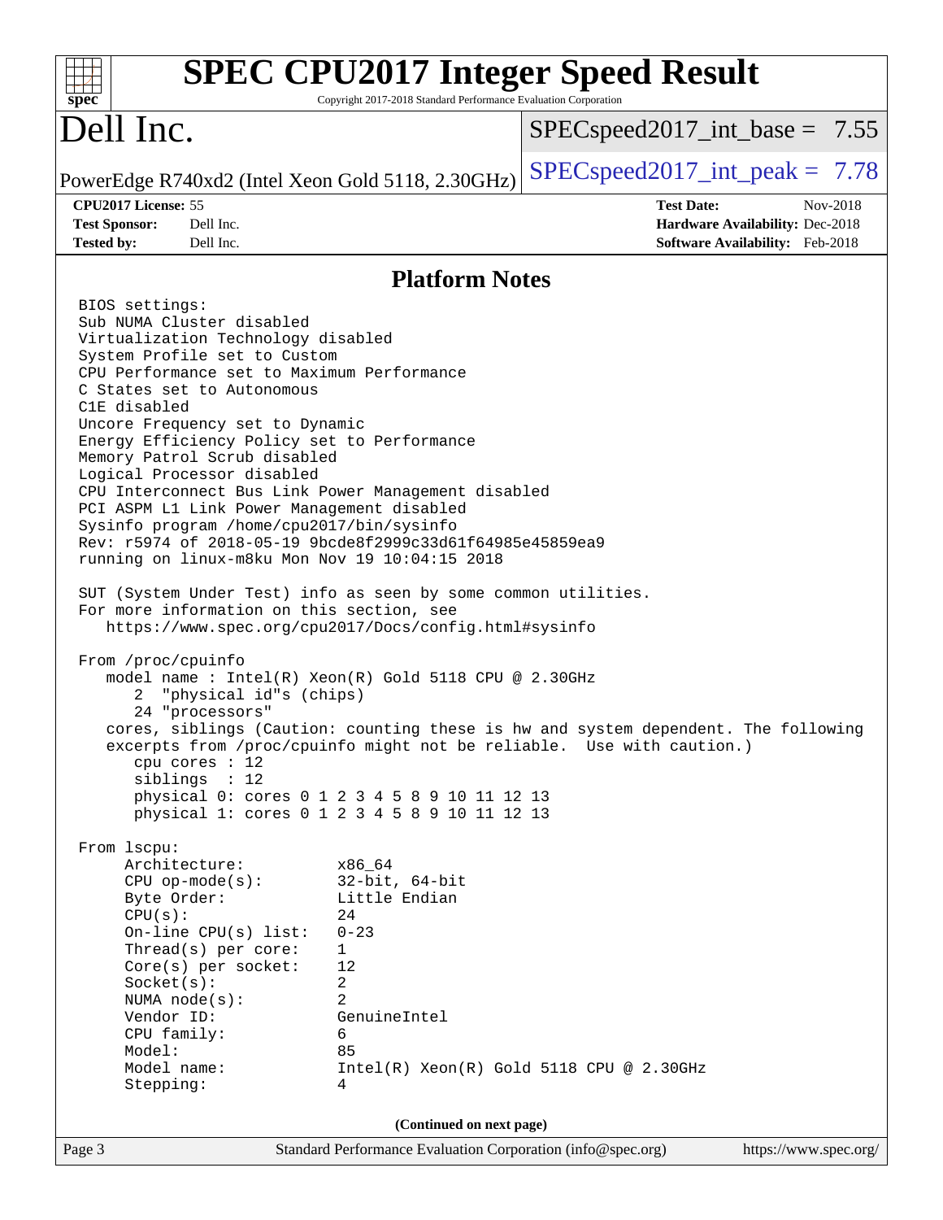## Platform Notes

```
BIOS settings:
Sub NUMA Cluster disabled
Virtualization Technology disabled
System Profile set to Custom
CPU Performance set to Maximum Performance
C States set to Autonomous
C1E disabled
Uncore Frequency set to Dynamic
Energy Efficiency Policy set to Performance
Memory Patrol Scrub disabled
Logical Processor disabled
CPU Interconnect Bus Link Power Management disabled
PCI ASPM L1 Link Power Management disabled
Sysinfo program /home/cpu2017/bin/sysinfo
Rev: r5974 of 2018-05-19 9bcde8f2999c33d61f64985e45859ea9
running on linux-m8ku Mon Nov 19 10:04:15 2018

SUT (System Under Test) info as seen by some common utilities.
For more information on this section, see
   https://www.spec.org/cpu2017/Docs/config.html#sysinfo

From /proc/cpuinfo
   model name : Intel(R) Xeon(R) Gold 5118 CPU @ 2.30GHz
      2  "physical id"s (chips)
      24 "processors"
   cores, siblings (Caution: counting these is hw and system dependent. The following
   excerpts from /proc/cpuinfo might not be reliable.  Use with caution.)
      cpu cores : 12
      siblings  : 12
      physical 0: cores 0 1 2 3 4 5 8 9 10 11 12 13
      physical 1: cores 0 1 2 3 4 5 8 9 10 11 12 13

From lscpu:
     Architecture:          x86_64
     CPU op-mode(s):        32-bit, 64-bit
     Byte Order:            Little Endian
     CPU(s):                24
     On-line CPU(s) list:   0-23
     Thread(s) per core:    1
     Core(s) per socket:    12
     Socket(s):             2
     NUMA node(s):          2
     Vendor ID:             GenuineIntel
     CPU family:            6
     Model:                 85
     Model name:            Intel(R) Xeon(R) Gold 5118 CPU @ 2.30GHz
     Stepping:              4
```

(Continued on next page)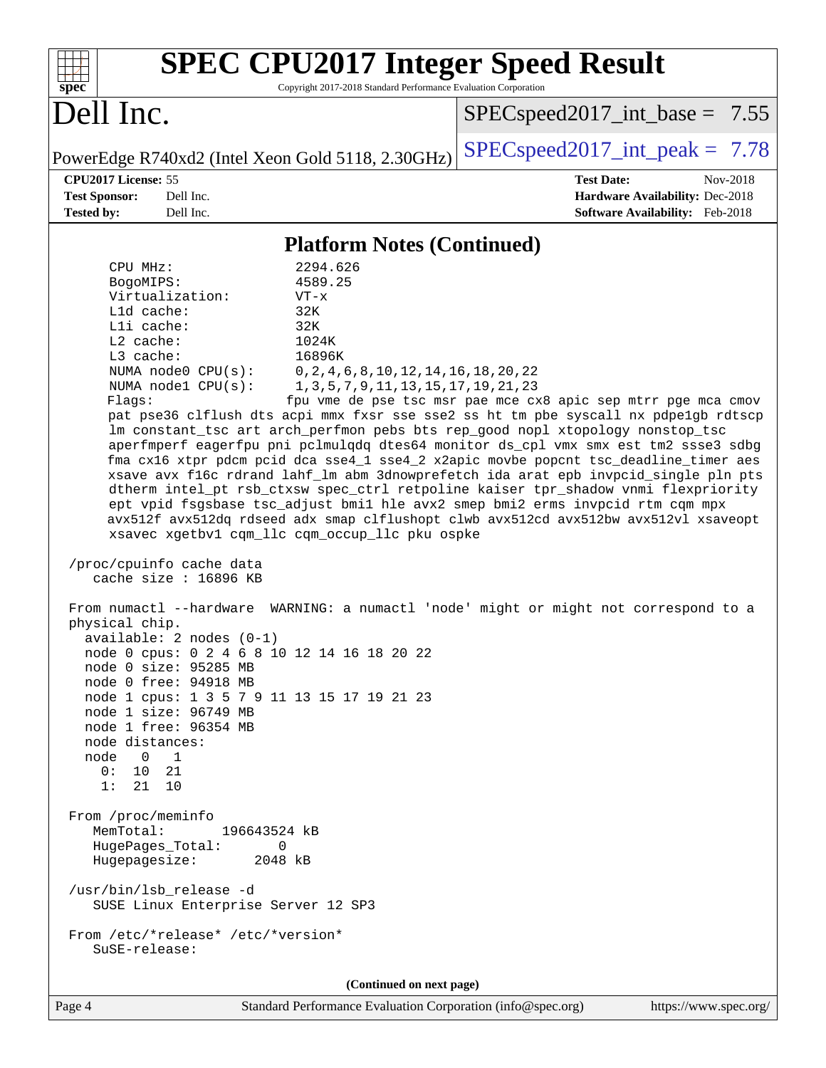## Platform Notes (Continued)

```
    CPU MHz:               2294.626
    BogoMIPS:              4589.25
    Virtualization:        VT-x
    L1d cache:             32K
    L1i cache:             32K
    L2 cache:              1024K
    L3 cache:              16896K
    NUMA node0 CPU(s):     0,2,4,6,8,10,12,14,16,18,20,22
    NUMA node1 CPU(s):     1,3,5,7,9,11,13,15,17,19,21,23
    Flags:                fpu vme de pse tsc msr pae mce cx8 apic sep mtrr pge mca cmov
    pat pse36 clflush dts acpi mmx fxsr sse sse2 ss ht tm pbe syscall nx pdpe1gb rdtscp
    lm constant_tsc art arch_perfmon pebs bts rep_good nopl xtopology nonstop_tsc
    aperfmperf eagerfpu pni pclmulqdq dtes64 monitor ds_cpl vmx smx est tm2 ssse3 sdbg
    fma cx16 xtpr pdcm pcid dca sse4_1 sse4_2 x2apic movbe popcnt tsc_deadline_timer aes
    xsave avx f16c rdrand lahf_lm abm 3dnowprefetch ida arat epb invpcid_single pln pts
    dtherm intel_pt rsb_ctxsw spec_ctrl retpoline kaiser tpr_shadow vnmi flexpriority
    ept vpid fsgsbase tsc_adjust bmi1 hle avx2 smep bmi2 erms invpcid rtm cqm mpx
    avx512f avx512dq rdseed adx smap clflushopt clwb avx512cd avx512bw avx512vl xsaveopt
    xsavec xgetbv1 cqm_llc cqm_occup_llc pku ospke

 /proc/cpuinfo cache data
    cache size : 16896 KB

 From numactl --hardware  WARNING: a numactl 'node' might or might not correspond to a
 physical chip.
   available: 2 nodes (0-1)
   node 0 cpus: 0 2 4 6 8 10 12 14 16 18 20 22
   node 0 size: 95285 MB
   node 0 free: 94918 MB
   node 1 cpus: 1 3 5 7 9 11 13 15 17 19 21 23
   node 1 size: 96749 MB
   node 1 free: 96354 MB
   node distances:
   node   0   1
     0:  10  21
     1:  21  10

 From /proc/meminfo
    MemTotal:       196643524 kB
    HugePages_Total:       0
    Hugepagesize:       2048 kB

 /usr/bin/lsb_release -d
    SUSE Linux Enterprise Server 12 SP3

 From /etc/*release* /etc/*version*
    SuSE-release:
```

**(Continued on next page)**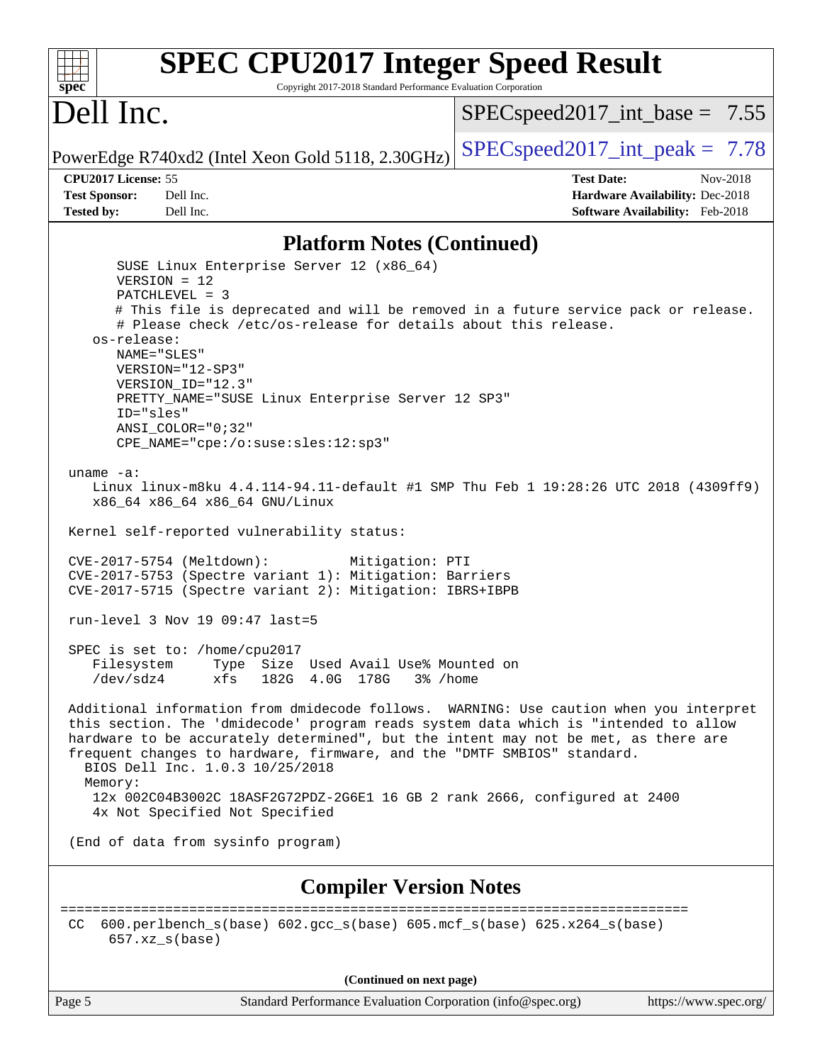# SPEC CPU2017 Integer Speed Result

Copyright 2017-2018 Standard Performance Evaluation Corporation

# Dell Inc.

PowerEdge R740xd2 (Intel Xeon Gold 5118, 2.30GHz)

SPECspeed2017_int_base = 7.55

SPECspeed2017_int_peak = 7.78

**CPU2017 License:** 55
**Test Sponsor:** Dell Inc.
**Tested by:** Dell Inc.

**Test Date:** Nov-2018
**Hardware Availability:** Dec-2018
**Software Availability:** Feb-2018

## Platform Notes (Continued)

```
      SUSE Linux Enterprise Server 12 (x86_64)
      VERSION = 12
      PATCHLEVEL = 3
      # This file is deprecated and will be removed in a future service pack or release.
      # Please check /etc/os-release for details about this release.
   os-release:
      NAME="SLES"
      VERSION="12-SP3"
      VERSION_ID="12.3"
      PRETTY_NAME="SUSE Linux Enterprise Server 12 SP3"
      ID="sles"
      ANSI_COLOR="0;32"
      CPE_NAME="cpe:/o:suse:sles:12:sp3"

uname -a:
   Linux linux-m8ku 4.4.114-94.11-default #1 SMP Thu Feb 1 19:28:26 UTC 2018 (4309ff9)
   x86_64 x86_64 x86_64 GNU/Linux

Kernel self-reported vulnerability status:

CVE-2017-5754 (Meltdown):          Mitigation: PTI
CVE-2017-5753 (Spectre variant 1): Mitigation: Barriers
CVE-2017-5715 (Spectre variant 2): Mitigation: IBRS+IBPB

run-level 3 Nov 19 09:47 last=5

SPEC is set to: /home/cpu2017
   Filesystem     Type  Size  Used Avail Use% Mounted on
   /dev/sdz4      xfs   182G  4.0G  178G   3% /home

Additional information from dmidecode follows.  WARNING: Use caution when you interpret
this section. The 'dmidecode' program reads system data which is "intended to allow
hardware to be accurately determined", but the intent may not be met, as there are
frequent changes to hardware, firmware, and the "DMTF SMBIOS" standard.
  BIOS Dell Inc. 1.0.3 10/25/2018
  Memory:
   12x 002C04B3002C 18ASF2G72PDZ-2G6E1 16 GB 2 rank 2666, configured at 2400
   4x Not Specified Not Specified

(End of data from sysinfo program)
```

## Compiler Version Notes

```
==============================================================================
CC  600.perlbench_s(base) 602.gcc_s(base) 605.mcf_s(base) 625.x264_s(base)
     657.xz_s(base)
```

**(Continued on next page)**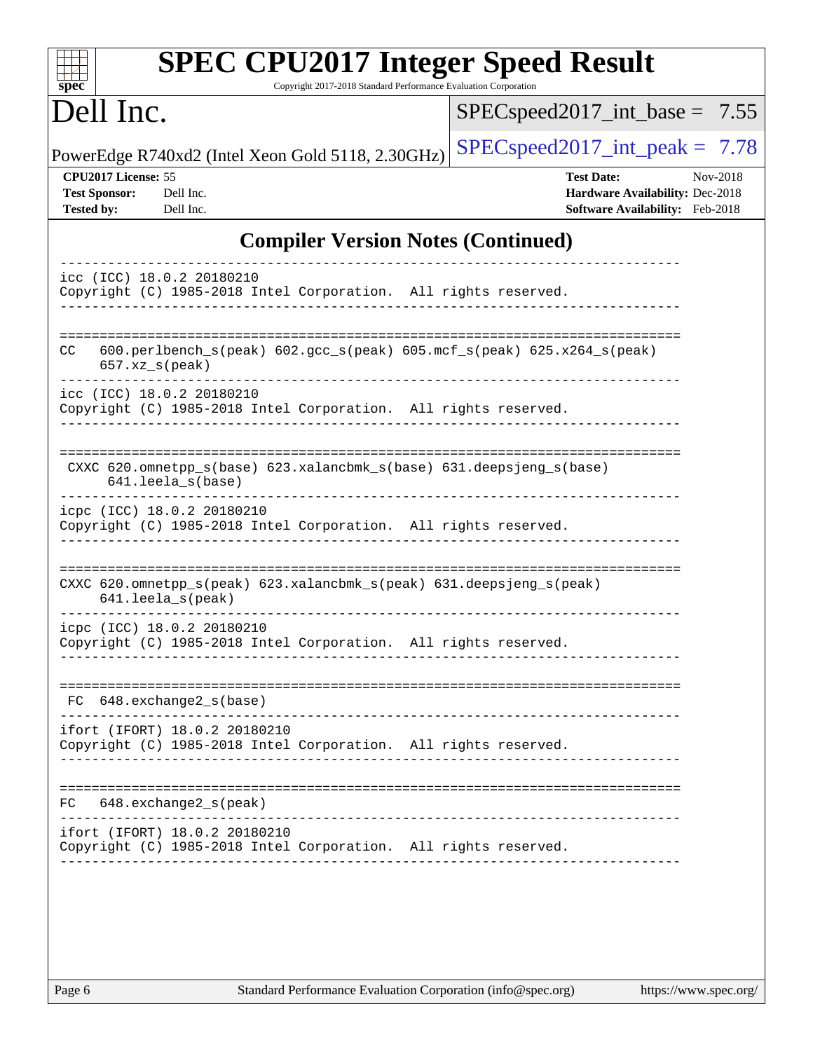## Compiler Version Notes (Continued)

```
------------------------------------------------------------------------------
icc (ICC) 18.0.2 20180210
Copyright (C) 1985-2018 Intel Corporation.  All rights reserved.
------------------------------------------------------------------------------

==============================================================================
CC   600.perlbench_s(peak) 602.gcc_s(peak) 605.mcf_s(peak) 625.x264_s(peak)
     657.xz_s(peak)
------------------------------------------------------------------------------
icc (ICC) 18.0.2 20180210
Copyright (C) 1985-2018 Intel Corporation.  All rights reserved.
------------------------------------------------------------------------------

==============================================================================
 CXXC 620.omnetpp_s(base) 623.xalancbmk_s(base) 631.deepsjeng_s(base)
      641.leela_s(base)
------------------------------------------------------------------------------
icpc (ICC) 18.0.2 20180210
Copyright (C) 1985-2018 Intel Corporation.  All rights reserved.
------------------------------------------------------------------------------

==============================================================================
CXXC 620.omnetpp_s(peak) 623.xalancbmk_s(peak) 631.deepsjeng_s(peak)
     641.leela_s(peak)
------------------------------------------------------------------------------
icpc (ICC) 18.0.2 20180210
Copyright (C) 1985-2018 Intel Corporation.  All rights reserved.
------------------------------------------------------------------------------

==============================================================================
 FC  648.exchange2_s(base)
------------------------------------------------------------------------------
ifort (IFORT) 18.0.2 20180210
Copyright (C) 1985-2018 Intel Corporation.  All rights reserved.
------------------------------------------------------------------------------

==============================================================================
FC   648.exchange2_s(peak)
------------------------------------------------------------------------------
ifort (IFORT) 18.0.2 20180210
Copyright (C) 1985-2018 Intel Corporation.  All rights reserved.
------------------------------------------------------------------------------
```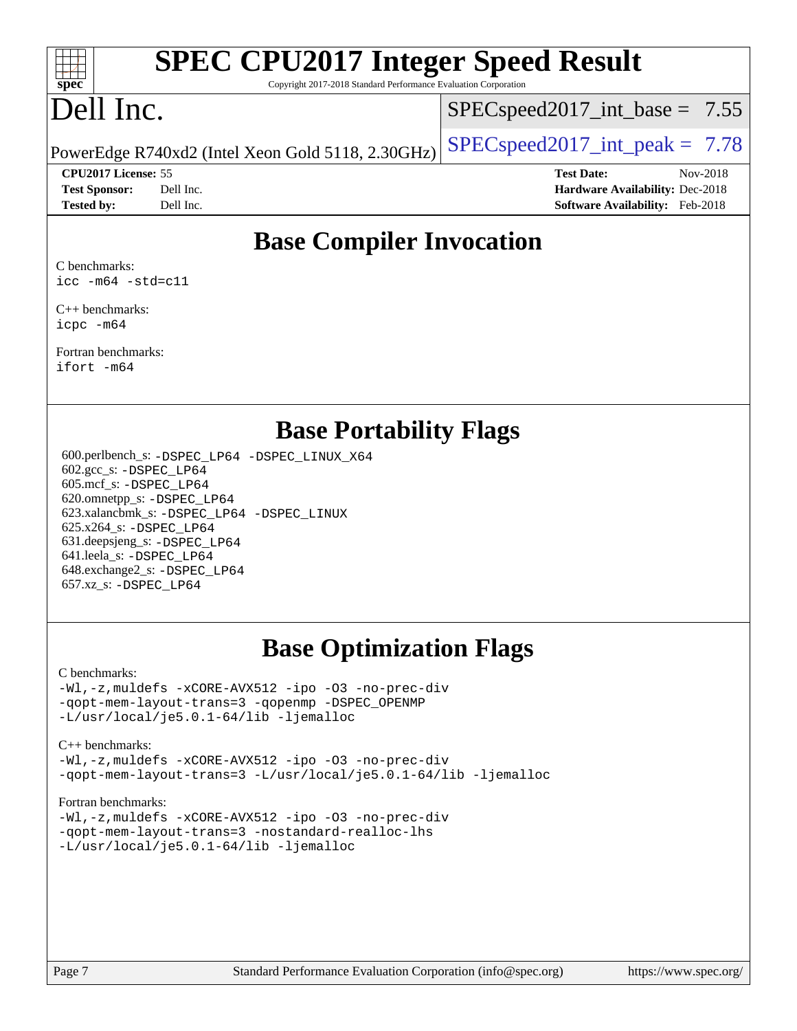# Base Compiler Invocation

C benchmarks:
`icc -m64 -std=c11`

C++ benchmarks:
`icpc -m64`

Fortran benchmarks:
`ifort -m64`

# Base Portability Flags

600.perlbench_s: `-DSPEC_LP64 -DSPEC_LINUX_X64`
602.gcc_s: `-DSPEC_LP64`
605.mcf_s: `-DSPEC_LP64`
620.omnetpp_s: `-DSPEC_LP64`
623.xalancbmk_s: `-DSPEC_LP64 -DSPEC_LINUX`
625.x264_s: `-DSPEC_LP64`
631.deepsjeng_s: `-DSPEC_LP64`
641.leela_s: `-DSPEC_LP64`
648.exchange2_s: `-DSPEC_LP64`
657.xz_s: `-DSPEC_LP64`

# Base Optimization Flags

C benchmarks:
```
-Wl,-z,muldefs -xCORE-AVX512 -ipo -O3 -no-prec-div
-qopt-mem-layout-trans=3 -qopenmp -DSPEC_OPENMP
-L/usr/local/je5.0.1-64/lib -ljemalloc
```

C++ benchmarks:
```
-Wl,-z,muldefs -xCORE-AVX512 -ipo -O3 -no-prec-div
-qopt-mem-layout-trans=3 -L/usr/local/je5.0.1-64/lib -ljemalloc
```

Fortran benchmarks:
```
-Wl,-z,muldefs -xCORE-AVX512 -ipo -O3 -no-prec-div
-qopt-mem-layout-trans=3 -nostandard-realloc-lhs
-L/usr/local/je5.0.1-64/lib -ljemalloc
```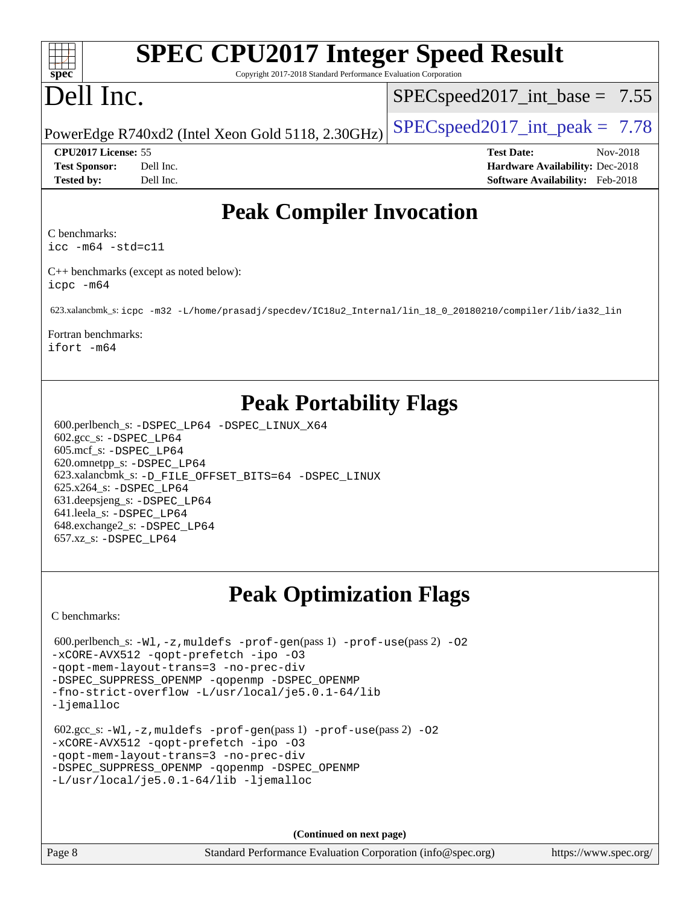# Peak Compiler Invocation

C benchmarks:
icc -m64 -std=c11

C++ benchmarks (except as noted below):
icpc -m64

623.xalancbmk_s: icpc -m32 -L/home/prasadj/specdev/IC18u2_Internal/lin_18_0_20180210/compiler/lib/ia32_lin

Fortran benchmarks:
ifort -m64

# Peak Portability Flags

600.perlbench_s: -DSPEC_LP64 -DSPEC_LINUX_X64
602.gcc_s: -DSPEC_LP64
605.mcf_s: -DSPEC_LP64
620.omnetpp_s: -DSPEC_LP64
623.xalancbmk_s: -D_FILE_OFFSET_BITS=64 -DSPEC_LINUX
625.x264_s: -DSPEC_LP64
631.deepsjeng_s: -DSPEC_LP64
641.leela_s: -DSPEC_LP64
648.exchange2_s: -DSPEC_LP64
657.xz_s: -DSPEC_LP64

# Peak Optimization Flags

C benchmarks:

600.perlbench_s: -Wl,-z,muldefs -prof-gen(pass 1) -prof-use(pass 2) -O2 -xCORE-AVX512 -qopt-prefetch -ipo -O3 -qopt-mem-layout-trans=3 -no-prec-div -DSPEC_SUPPRESS_OPENMP -qopenmp -DSPEC_OPENMP -fno-strict-overflow -L/usr/local/je5.0.1-64/lib -ljemalloc

602.gcc_s: -Wl,-z,muldefs -prof-gen(pass 1) -prof-use(pass 2) -O2 -xCORE-AVX512 -qopt-prefetch -ipo -O3 -qopt-mem-layout-trans=3 -no-prec-div -DSPEC_SUPPRESS_OPENMP -qopenmp -DSPEC_OPENMP -L/usr/local/je5.0.1-64/lib -ljemalloc

(Continued on next page)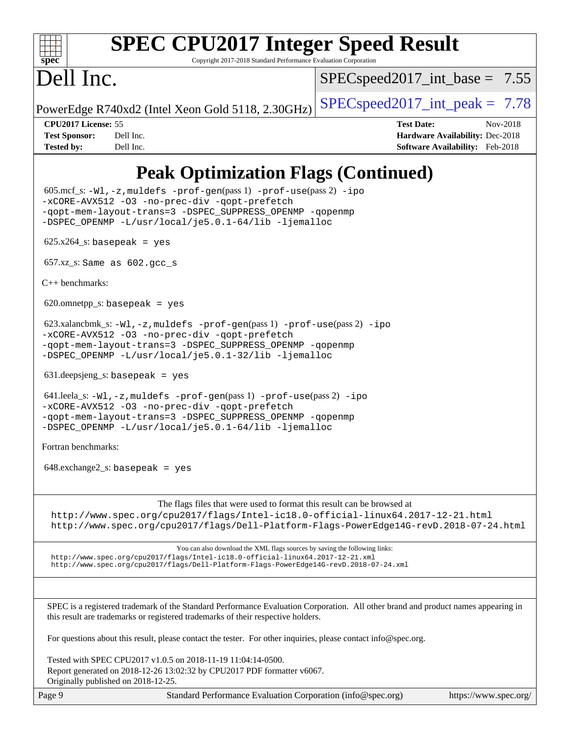# SPEC CPU2017 Integer Speed Result

Copyright 2017-2018 Standard Performance Evaluation Corporation

# Dell Inc.

SPECspeed2017_int_base = 7.55

PowerEdge R740xd2 (Intel Xeon Gold 5118, 2.30GHz)

SPECspeed2017_int_peak = 7.78

**CPU2017 License:** 55
**Test Sponsor:** Dell Inc.
**Tested by:** Dell Inc.

**Test Date:** Nov-2018
**Hardware Availability:** Dec-2018
**Software Availability:** Feb-2018

## Peak Optimization Flags (Continued)

605.mcf_s: `-Wl,-z,muldefs -prof-gen(pass 1) -prof-use(pass 2) -ipo -xCORE-AVX512 -O3 -no-prec-div -qopt-prefetch -qopt-mem-layout-trans=3 -DSPEC_SUPPRESS_OPENMP -qopenmp -DSPEC_OPENMP -L/usr/local/je5.0.1-64/lib -ljemalloc`

625.x264_s: `basepeak = yes`

657.xz_s: `Same as 602.gcc_s`

C++ benchmarks:

620.omnetpp_s: `basepeak = yes`

623.xalancbmk_s: `-Wl,-z,muldefs -prof-gen(pass 1) -prof-use(pass 2) -ipo -xCORE-AVX512 -O3 -no-prec-div -qopt-prefetch -qopt-mem-layout-trans=3 -DSPEC_SUPPRESS_OPENMP -qopenmp -DSPEC_OPENMP -L/usr/local/je5.0.1-32/lib -ljemalloc`

631.deepsjeng_s: `basepeak = yes`

641.leela_s: `-Wl,-z,muldefs -prof-gen(pass 1) -prof-use(pass 2) -ipo -xCORE-AVX512 -O3 -no-prec-div -qopt-prefetch -qopt-mem-layout-trans=3 -DSPEC_SUPPRESS_OPENMP -qopenmp -DSPEC_OPENMP -L/usr/local/je5.0.1-64/lib -ljemalloc`

Fortran benchmarks:

648.exchange2_s: `basepeak = yes`

The flags files that were used to format this result can be browsed at
http://www.spec.org/cpu2017/flags/Intel-ic18.0-official-linux64.2017-12-21.html
http://www.spec.org/cpu2017/flags/Dell-Platform-Flags-PowerEdge14G-revD.2018-07-24.html

You can also download the XML flags sources by saving the following links:
http://www.spec.org/cpu2017/flags/Intel-ic18.0-official-linux64.2017-12-21.xml
http://www.spec.org/cpu2017/flags/Dell-Platform-Flags-PowerEdge14G-revD.2018-07-24.xml

SPEC is a registered trademark of the Standard Performance Evaluation Corporation. All other brand and product names appearing in this result are trademarks or registered trademarks of their respective holders.

For questions about this result, please contact the tester. For other inquiries, please contact info@spec.org.

Tested with SPEC CPU2017 v1.0.5 on 2018-11-19 11:04:14-0500.
Report generated on 2018-12-26 13:02:32 by CPU2017 PDF formatter v6067.
Originally published on 2018-12-25.